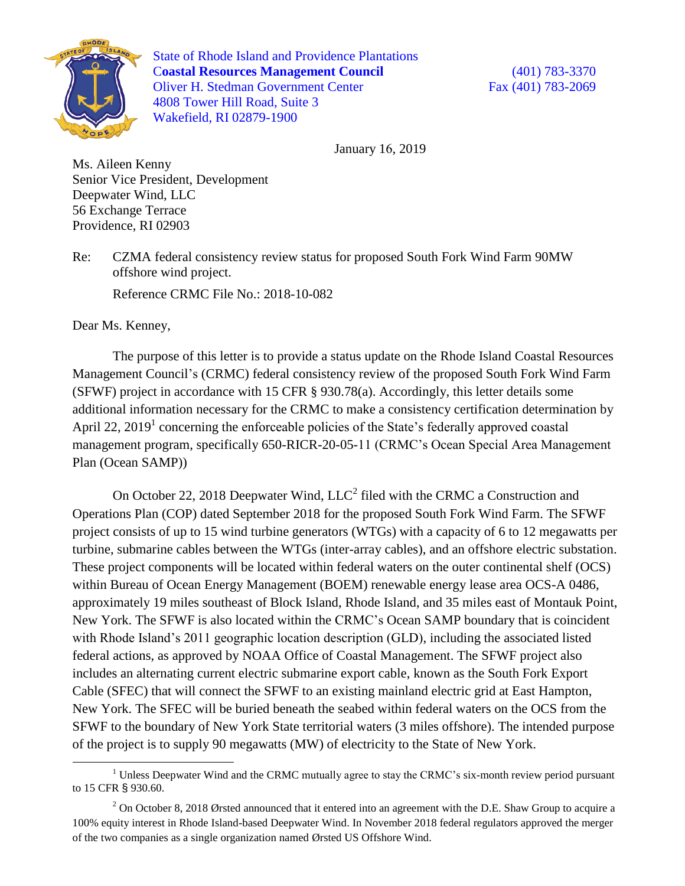State of Rhode Island and Providence Plantations
**Coastal Resources Management Council**
Oliver H. Stedman Government Center
4808 Tower Hill Road, Suite 3
Wakefield, RI 02879-1900

(401) 783-3370
Fax (401) 783-2069

January 16, 2019

Ms. Aileen Kenny
Senior Vice President, Development
Deepwater Wind, LLC
56 Exchange Terrace
Providence, RI 02903

Re: CZMA federal consistency review status for proposed South Fork Wind Farm 90MW offshore wind project.

Reference CRMC File No.: 2018-10-082

Dear Ms. Kenney,

The purpose of this letter is to provide a status update on the Rhode Island Coastal Resources Management Council's (CRMC) federal consistency review of the proposed South Fork Wind Farm (SFWF) project in accordance with 15 CFR § 930.78(a). Accordingly, this letter details some additional information necessary for the CRMC to make a consistency certification determination by April 22, 2019[1] concerning the enforceable policies of the State's federally approved coastal management program, specifically 650-RICR-20-05-11 (CRMC's Ocean Special Area Management Plan (Ocean SAMP))

On October 22, 2018 Deepwater Wind, LLC[2] filed with the CRMC a Construction and Operations Plan (COP) dated September 2018 for the proposed South Fork Wind Farm. The SFWF project consists of up to 15 wind turbine generators (WTGs) with a capacity of 6 to 12 megawatts per turbine, submarine cables between the WTGs (inter-array cables), and an offshore electric substation. These project components will be located within federal waters on the outer continental shelf (OCS) within Bureau of Ocean Energy Management (BOEM) renewable energy lease area OCS-A 0486, approximately 19 miles southeast of Block Island, Rhode Island, and 35 miles east of Montauk Point, New York. The SFWF is also located within the CRMC's Ocean SAMP boundary that is coincident with Rhode Island's 2011 geographic location description (GLD), including the associated listed federal actions, as approved by NOAA Office of Coastal Management. The SFWF project also includes an alternating current electric submarine export cable, known as the South Fork Export Cable (SFEC) that will connect the SFWF to an existing mainland electric grid at East Hampton, New York. The SFEC will be buried beneath the seabed within federal waters on the OCS from the SFWF to the boundary of New York State territorial waters (3 miles offshore). The intended purpose of the project is to supply 90 megawatts (MW) of electricity to the State of New York.

[1] Unless Deepwater Wind and the CRMC mutually agree to stay the CRMC's six-month review period pursuant to 15 CFR § 930.60.

[2] On October 8, 2018 Ørsted announced that it entered into an agreement with the D.E. Shaw Group to acquire a 100% equity interest in Rhode Island-based Deepwater Wind. In November 2018 federal regulators approved the merger of the two companies as a single organization named Ørsted US Offshore Wind.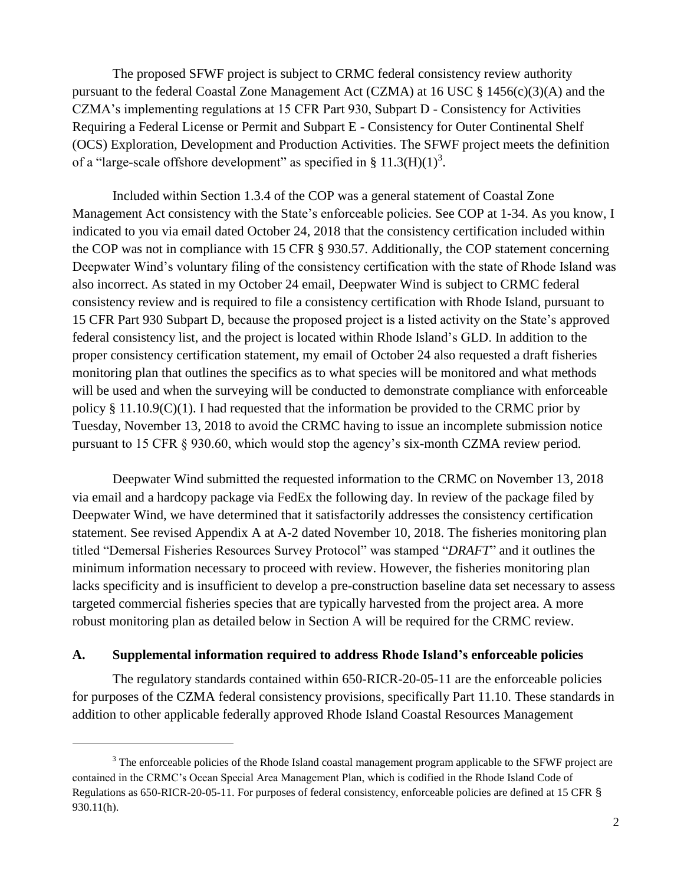The proposed SFWF project is subject to CRMC federal consistency review authority pursuant to the federal Coastal Zone Management Act (CZMA) at 16 USC § 1456(c)(3)(A) and the CZMA's implementing regulations at 15 CFR Part 930, Subpart D - Consistency for Activities Requiring a Federal License or Permit and Subpart E - Consistency for Outer Continental Shelf (OCS) Exploration, Development and Production Activities. The SFWF project meets the definition of a "large-scale offshore development" as specified in § 11.3(H)(1)[3].

Included within Section 1.3.4 of the COP was a general statement of Coastal Zone Management Act consistency with the State's enforceable policies. See COP at 1-34. As you know, I indicated to you via email dated October 24, 2018 that the consistency certification included within the COP was not in compliance with 15 CFR § 930.57. Additionally, the COP statement concerning Deepwater Wind's voluntary filing of the consistency certification with the state of Rhode Island was also incorrect. As stated in my October 24 email, Deepwater Wind is subject to CRMC federal consistency review and is required to file a consistency certification with Rhode Island, pursuant to 15 CFR Part 930 Subpart D, because the proposed project is a listed activity on the State's approved federal consistency list, and the project is located within Rhode Island's GLD. In addition to the proper consistency certification statement, my email of October 24 also requested a draft fisheries monitoring plan that outlines the specifics as to what species will be monitored and what methods will be used and when the surveying will be conducted to demonstrate compliance with enforceable policy § 11.10.9(C)(1). I had requested that the information be provided to the CRMC prior by Tuesday, November 13, 2018 to avoid the CRMC having to issue an incomplete submission notice pursuant to 15 CFR § 930.60, which would stop the agency's six-month CZMA review period.

Deepwater Wind submitted the requested information to the CRMC on November 13, 2018 via email and a hardcopy package via FedEx the following day. In review of the package filed by Deepwater Wind, we have determined that it satisfactorily addresses the consistency certification statement. See revised Appendix A at A-2 dated November 10, 2018. The fisheries monitoring plan titled "Demersal Fisheries Resources Survey Protocol" was stamped "*DRAFT*" and it outlines the minimum information necessary to proceed with review. However, the fisheries monitoring plan lacks specificity and is insufficient to develop a pre-construction baseline data set necessary to assess targeted commercial fisheries species that are typically harvested from the project area. A more robust monitoring plan as detailed below in Section A will be required for the CRMC review.

## A. Supplemental information required to address Rhode Island's enforceable policies

The regulatory standards contained within 650-RICR-20-05-11 are the enforceable policies for purposes of the CZMA federal consistency provisions, specifically Part 11.10. These standards in addition to other applicable federally approved Rhode Island Coastal Resources Management

---

[3] The enforceable policies of the Rhode Island coastal management program applicable to the SFWF project are contained in the CRMC's Ocean Special Area Management Plan, which is codified in the Rhode Island Code of Regulations as 650-RICR-20-05-11. For purposes of federal consistency, enforceable policies are defined at 15 CFR § 930.11(h).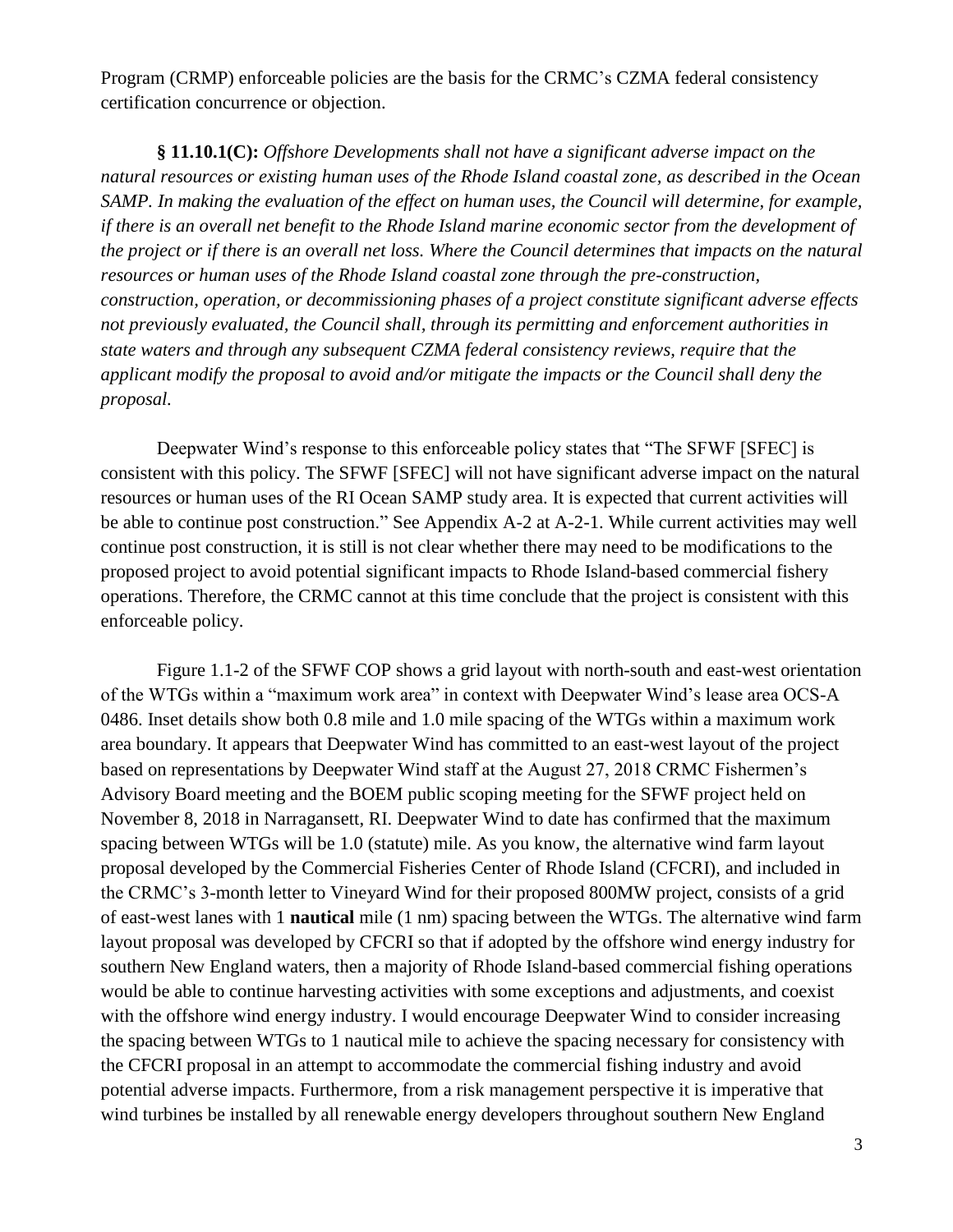Program (CRMP) enforceable policies are the basis for the CRMC's CZMA federal consistency certification concurrence or objection.

**§ 11.10.1(C):** *Offshore Developments shall not have a significant adverse impact on the natural resources or existing human uses of the Rhode Island coastal zone, as described in the Ocean SAMP. In making the evaluation of the effect on human uses, the Council will determine, for example, if there is an overall net benefit to the Rhode Island marine economic sector from the development of the project or if there is an overall net loss. Where the Council determines that impacts on the natural resources or human uses of the Rhode Island coastal zone through the pre-construction, construction, operation, or decommissioning phases of a project constitute significant adverse effects not previously evaluated, the Council shall, through its permitting and enforcement authorities in state waters and through any subsequent CZMA federal consistency reviews, require that the applicant modify the proposal to avoid and/or mitigate the impacts or the Council shall deny the proposal.*

Deepwater Wind's response to this enforceable policy states that "The SFWF [SFEC] is consistent with this policy. The SFWF [SFEC] will not have significant adverse impact on the natural resources or human uses of the RI Ocean SAMP study area. It is expected that current activities will be able to continue post construction." See Appendix A-2 at A-2-1. While current activities may well continue post construction, it is still is not clear whether there may need to be modifications to the proposed project to avoid potential significant impacts to Rhode Island-based commercial fishery operations. Therefore, the CRMC cannot at this time conclude that the project is consistent with this enforceable policy.

Figure 1.1-2 of the SFWF COP shows a grid layout with north-south and east-west orientation of the WTGs within a "maximum work area" in context with Deepwater Wind's lease area OCS-A 0486. Inset details show both 0.8 mile and 1.0 mile spacing of the WTGs within a maximum work area boundary. It appears that Deepwater Wind has committed to an east-west layout of the project based on representations by Deepwater Wind staff at the August 27, 2018 CRMC Fishermen's Advisory Board meeting and the BOEM public scoping meeting for the SFWF project held on November 8, 2018 in Narragansett, RI. Deepwater Wind to date has confirmed that the maximum spacing between WTGs will be 1.0 (statute) mile. As you know, the alternative wind farm layout proposal developed by the Commercial Fisheries Center of Rhode Island (CFCRI), and included in the CRMC's 3-month letter to Vineyard Wind for their proposed 800MW project, consists of a grid of east-west lanes with 1 **nautical** mile (1 nm) spacing between the WTGs. The alternative wind farm layout proposal was developed by CFCRI so that if adopted by the offshore wind energy industry for southern New England waters, then a majority of Rhode Island-based commercial fishing operations would be able to continue harvesting activities with some exceptions and adjustments, and coexist with the offshore wind energy industry. I would encourage Deepwater Wind to consider increasing the spacing between WTGs to 1 nautical mile to achieve the spacing necessary for consistency with the CFCRI proposal in an attempt to accommodate the commercial fishing industry and avoid potential adverse impacts. Furthermore, from a risk management perspective it is imperative that wind turbines be installed by all renewable energy developers throughout southern New England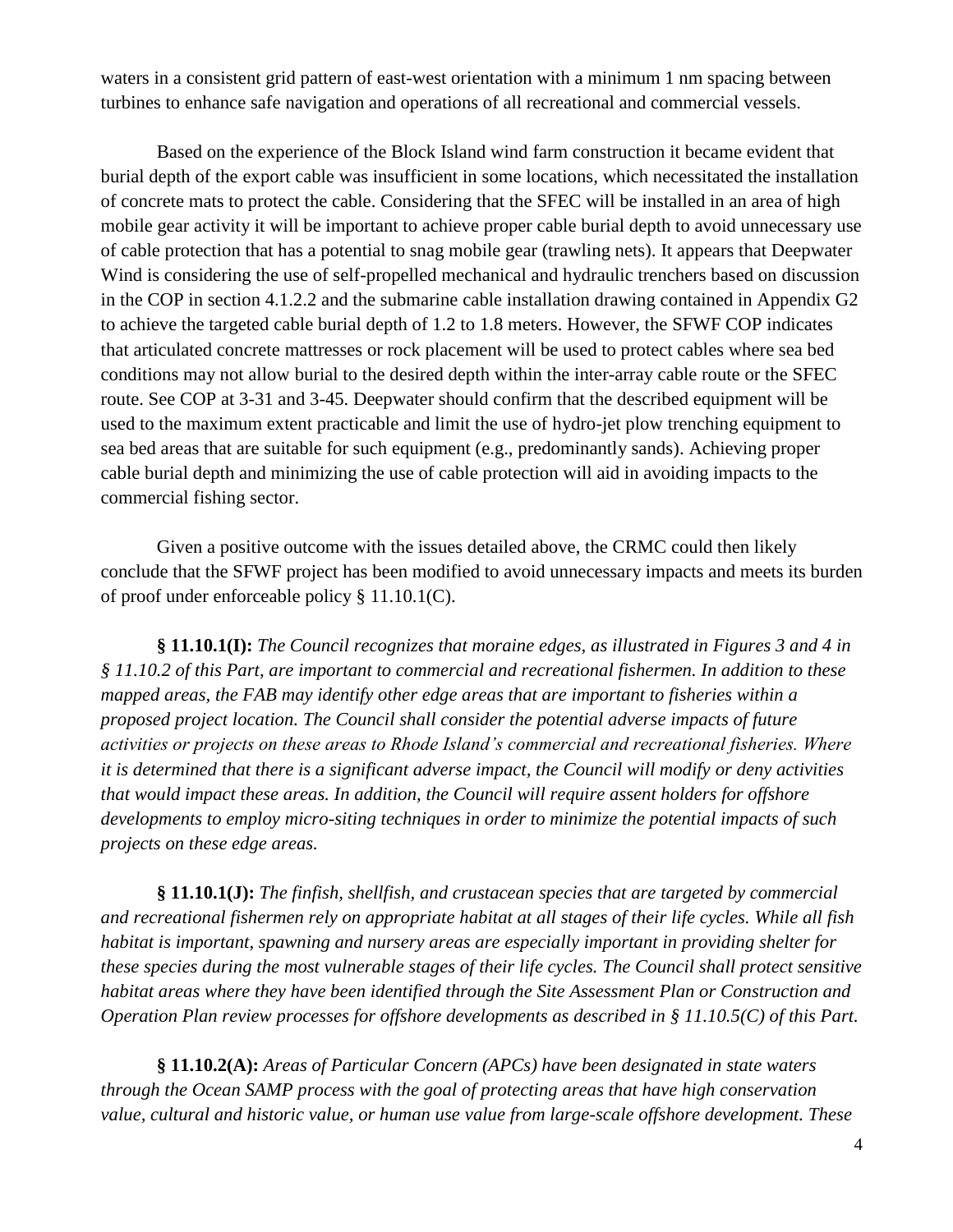waters in a consistent grid pattern of east-west orientation with a minimum 1 nm spacing between turbines to enhance safe navigation and operations of all recreational and commercial vessels.

Based on the experience of the Block Island wind farm construction it became evident that burial depth of the export cable was insufficient in some locations, which necessitated the installation of concrete mats to protect the cable. Considering that the SFEC will be installed in an area of high mobile gear activity it will be important to achieve proper cable burial depth to avoid unnecessary use of cable protection that has a potential to snag mobile gear (trawling nets). It appears that Deepwater Wind is considering the use of self-propelled mechanical and hydraulic trenchers based on discussion in the COP in section 4.1.2.2 and the submarine cable installation drawing contained in Appendix G2 to achieve the targeted cable burial depth of 1.2 to 1.8 meters. However, the SFWF COP indicates that articulated concrete mattresses or rock placement will be used to protect cables where sea bed conditions may not allow burial to the desired depth within the inter-array cable route or the SFEC route. See COP at 3-31 and 3-45. Deepwater should confirm that the described equipment will be used to the maximum extent practicable and limit the use of hydro-jet plow trenching equipment to sea bed areas that are suitable for such equipment (e.g., predominantly sands). Achieving proper cable burial depth and minimizing the use of cable protection will aid in avoiding impacts to the commercial fishing sector.

Given a positive outcome with the issues detailed above, the CRMC could then likely conclude that the SFWF project has been modified to avoid unnecessary impacts and meets its burden of proof under enforceable policy § 11.10.1(C).

**§ 11.10.1(I):** *The Council recognizes that moraine edges, as illustrated in Figures 3 and 4 in § 11.10.2 of this Part, are important to commercial and recreational fishermen. In addition to these mapped areas, the FAB may identify other edge areas that are important to fisheries within a proposed project location. The Council shall consider the potential adverse impacts of future activities or projects on these areas to Rhode Island's commercial and recreational fisheries. Where it is determined that there is a significant adverse impact, the Council will modify or deny activities that would impact these areas. In addition, the Council will require assent holders for offshore developments to employ micro-siting techniques in order to minimize the potential impacts of such projects on these edge areas.*

**§ 11.10.1(J):** *The finfish, shellfish, and crustacean species that are targeted by commercial and recreational fishermen rely on appropriate habitat at all stages of their life cycles. While all fish habitat is important, spawning and nursery areas are especially important in providing shelter for these species during the most vulnerable stages of their life cycles. The Council shall protect sensitive habitat areas where they have been identified through the Site Assessment Plan or Construction and Operation Plan review processes for offshore developments as described in § 11.10.5(C) of this Part.*

**§ 11.10.2(A):** *Areas of Particular Concern (APCs) have been designated in state waters through the Ocean SAMP process with the goal of protecting areas that have high conservation value, cultural and historic value, or human use value from large-scale offshore development. These*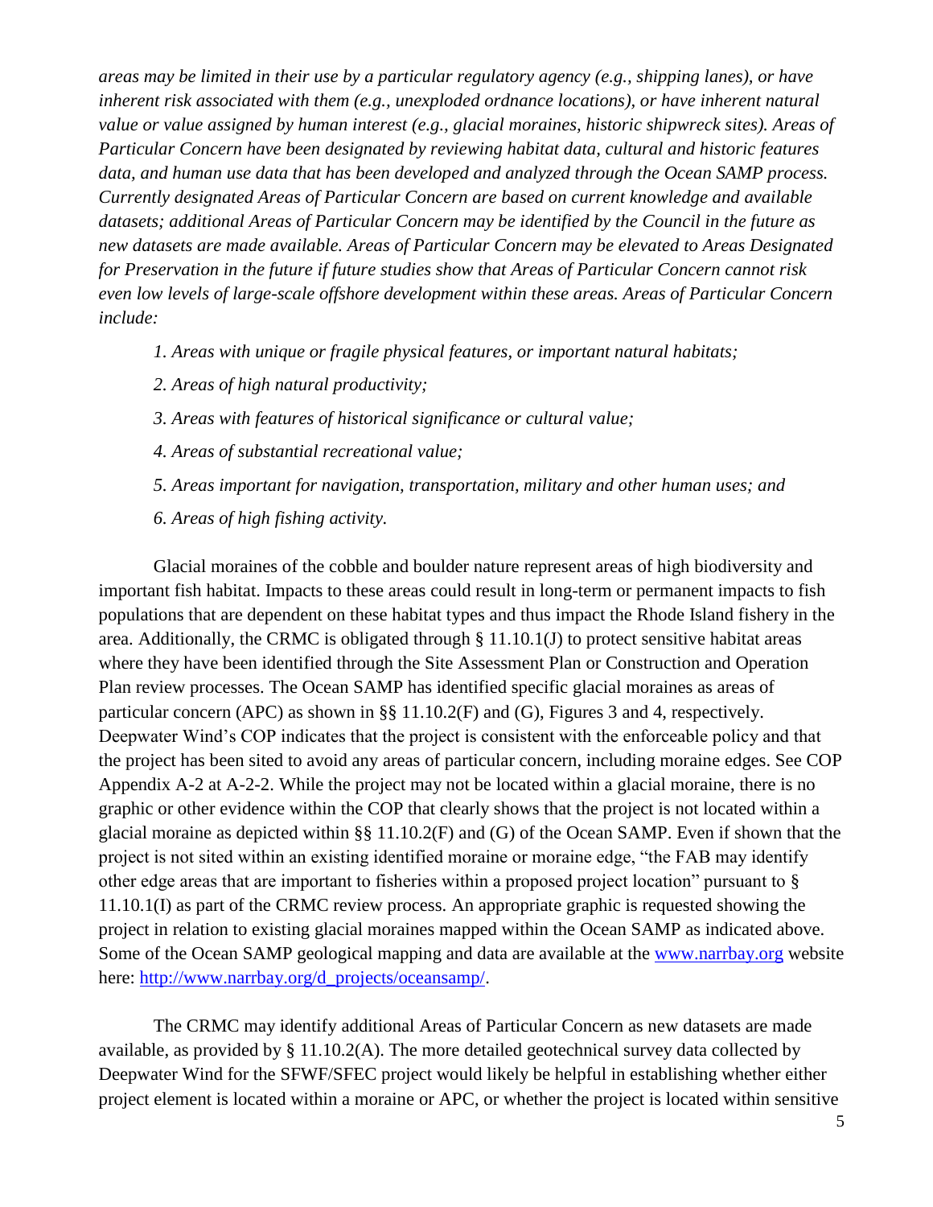*areas may be limited in their use by a particular regulatory agency (e.g., shipping lanes), or have inherent risk associated with them (e.g., unexploded ordnance locations), or have inherent natural value or value assigned by human interest (e.g., glacial moraines, historic shipwreck sites). Areas of Particular Concern have been designated by reviewing habitat data, cultural and historic features data, and human use data that has been developed and analyzed through the Ocean SAMP process. Currently designated Areas of Particular Concern are based on current knowledge and available datasets; additional Areas of Particular Concern may be identified by the Council in the future as new datasets are made available. Areas of Particular Concern may be elevated to Areas Designated for Preservation in the future if future studies show that Areas of Particular Concern cannot risk even low levels of large-scale offshore development within these areas. Areas of Particular Concern include:*

*1. Areas with unique or fragile physical features, or important natural habitats;*

*2. Areas of high natural productivity;*

*3. Areas with features of historical significance or cultural value;*

*4. Areas of substantial recreational value;*

*5. Areas important for navigation, transportation, military and other human uses; and*

*6. Areas of high fishing activity.*

Glacial moraines of the cobble and boulder nature represent areas of high biodiversity and important fish habitat. Impacts to these areas could result in long-term or permanent impacts to fish populations that are dependent on these habitat types and thus impact the Rhode Island fishery in the area. Additionally, the CRMC is obligated through § 11.10.1(J) to protect sensitive habitat areas where they have been identified through the Site Assessment Plan or Construction and Operation Plan review processes. The Ocean SAMP has identified specific glacial moraines as areas of particular concern (APC) as shown in §§ 11.10.2(F) and (G), Figures 3 and 4, respectively. Deepwater Wind's COP indicates that the project is consistent with the enforceable policy and that the project has been sited to avoid any areas of particular concern, including moraine edges. See COP Appendix A-2 at A-2-2. While the project may not be located within a glacial moraine, there is no graphic or other evidence within the COP that clearly shows that the project is not located within a glacial moraine as depicted within §§ 11.10.2(F) and (G) of the Ocean SAMP. Even if shown that the project is not sited within an existing identified moraine or moraine edge, "the FAB may identify other edge areas that are important to fisheries within a proposed project location" pursuant to § 11.10.1(I) as part of the CRMC review process. An appropriate graphic is requested showing the project in relation to existing glacial moraines mapped within the Ocean SAMP as indicated above. Some of the Ocean SAMP geological mapping and data are available at the [www.narrbay.org](http://www.narrbay.org) website here: [http://www.narrbay.org/d_projects/oceansamp/](http://www.narrbay.org/d_projects/oceansamp/).

The CRMC may identify additional Areas of Particular Concern as new datasets are made available, as provided by § 11.10.2(A). The more detailed geotechnical survey data collected by Deepwater Wind for the SFWF/SFEC project would likely be helpful in establishing whether either project element is located within a moraine or APC, or whether the project is located within sensitive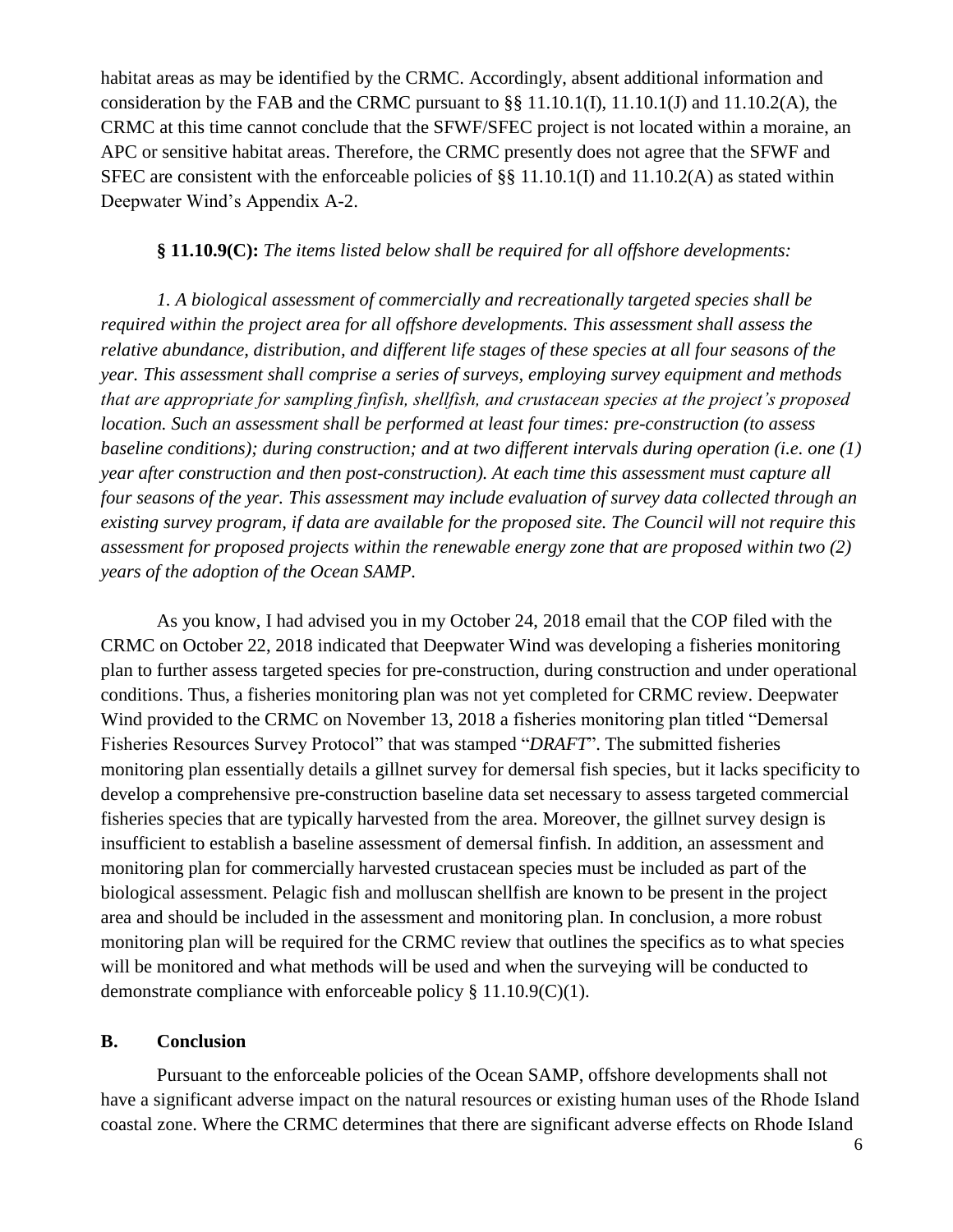habitat areas as may be identified by the CRMC. Accordingly, absent additional information and consideration by the FAB and the CRMC pursuant to §§ 11.10.1(I), 11.10.1(J) and 11.10.2(A), the CRMC at this time cannot conclude that the SFWF/SFEC project is not located within a moraine, an APC or sensitive habitat areas. Therefore, the CRMC presently does not agree that the SFWF and SFEC are consistent with the enforceable policies of §§ 11.10.1(I) and 11.10.2(A) as stated within Deepwater Wind's Appendix A-2.

**§ 11.10.9(C):** *The items listed below shall be required for all offshore developments:*

*1. A biological assessment of commercially and recreationally targeted species shall be required within the project area for all offshore developments. This assessment shall assess the relative abundance, distribution, and different life stages of these species at all four seasons of the year. This assessment shall comprise a series of surveys, employing survey equipment and methods that are appropriate for sampling finfish, shellfish, and crustacean species at the project's proposed location. Such an assessment shall be performed at least four times: pre-construction (to assess baseline conditions); during construction; and at two different intervals during operation (i.e. one (1) year after construction and then post-construction). At each time this assessment must capture all four seasons of the year. This assessment may include evaluation of survey data collected through an existing survey program, if data are available for the proposed site. The Council will not require this assessment for proposed projects within the renewable energy zone that are proposed within two (2) years of the adoption of the Ocean SAMP.*

As you know, I had advised you in my October 24, 2018 email that the COP filed with the CRMC on October 22, 2018 indicated that Deepwater Wind was developing a fisheries monitoring plan to further assess targeted species for pre-construction, during construction and under operational conditions. Thus, a fisheries monitoring plan was not yet completed for CRMC review. Deepwater Wind provided to the CRMC on November 13, 2018 a fisheries monitoring plan titled "Demersal Fisheries Resources Survey Protocol" that was stamped "*DRAFT*". The submitted fisheries monitoring plan essentially details a gillnet survey for demersal fish species, but it lacks specificity to develop a comprehensive pre-construction baseline data set necessary to assess targeted commercial fisheries species that are typically harvested from the area. Moreover, the gillnet survey design is insufficient to establish a baseline assessment of demersal finfish. In addition, an assessment and monitoring plan for commercially harvested crustacean species must be included as part of the biological assessment. Pelagic fish and molluscan shellfish are known to be present in the project area and should be included in the assessment and monitoring plan. In conclusion, a more robust monitoring plan will be required for the CRMC review that outlines the specifics as to what species will be monitored and what methods will be used and when the surveying will be conducted to demonstrate compliance with enforceable policy § 11.10.9(C)(1).

## B. Conclusion

Pursuant to the enforceable policies of the Ocean SAMP, offshore developments shall not have a significant adverse impact on the natural resources or existing human uses of the Rhode Island coastal zone. Where the CRMC determines that there are significant adverse effects on Rhode Island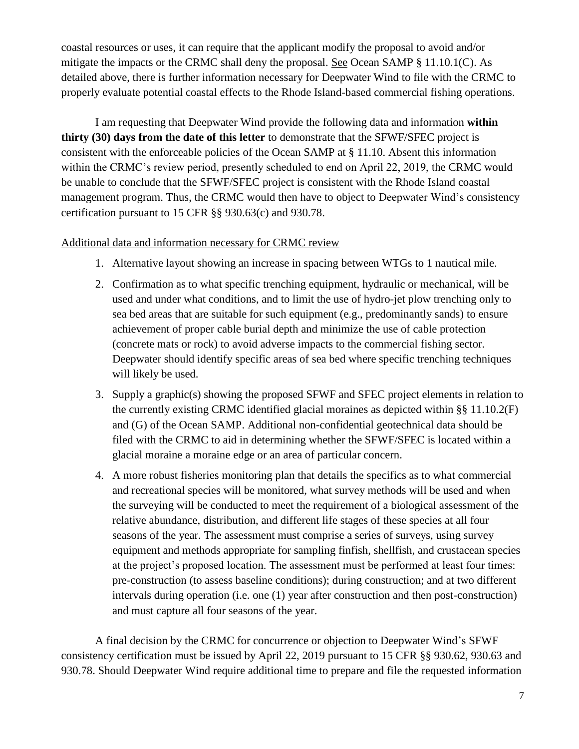coastal resources or uses, it can require that the applicant modify the proposal to avoid and/or mitigate the impacts or the CRMC shall deny the proposal. See Ocean SAMP § 11.10.1(C). As detailed above, there is further information necessary for Deepwater Wind to file with the CRMC to properly evaluate potential coastal effects to the Rhode Island-based commercial fishing operations.

I am requesting that Deepwater Wind provide the following data and information **within thirty (30) days from the date of this letter** to demonstrate that the SFWF/SFEC project is consistent with the enforceable policies of the Ocean SAMP at § 11.10. Absent this information within the CRMC's review period, presently scheduled to end on April 22, 2019, the CRMC would be unable to conclude that the SFWF/SFEC project is consistent with the Rhode Island coastal management program. Thus, the CRMC would then have to object to Deepwater Wind's consistency certification pursuant to 15 CFR §§ 930.63(c) and 930.78.

Additional data and information necessary for CRMC review

1. Alternative layout showing an increase in spacing between WTGs to 1 nautical mile.
2. Confirmation as to what specific trenching equipment, hydraulic or mechanical, will be used and under what conditions, and to limit the use of hydro-jet plow trenching only to sea bed areas that are suitable for such equipment (e.g., predominantly sands) to ensure achievement of proper cable burial depth and minimize the use of cable protection (concrete mats or rock) to avoid adverse impacts to the commercial fishing sector. Deepwater should identify specific areas of sea bed where specific trenching techniques will likely be used.
3. Supply a graphic(s) showing the proposed SFWF and SFEC project elements in relation to the currently existing CRMC identified glacial moraines as depicted within §§ 11.10.2(F) and (G) of the Ocean SAMP. Additional non-confidential geotechnical data should be filed with the CRMC to aid in determining whether the SFWF/SFEC is located within a glacial moraine a moraine edge or an area of particular concern.
4. A more robust fisheries monitoring plan that details the specifics as to what commercial and recreational species will be monitored, what survey methods will be used and when the surveying will be conducted to meet the requirement of a biological assessment of the relative abundance, distribution, and different life stages of these species at all four seasons of the year. The assessment must comprise a series of surveys, using survey equipment and methods appropriate for sampling finfish, shellfish, and crustacean species at the project's proposed location. The assessment must be performed at least four times: pre-construction (to assess baseline conditions); during construction; and at two different intervals during operation (i.e. one (1) year after construction and then post-construction) and must capture all four seasons of the year.

A final decision by the CRMC for concurrence or objection to Deepwater Wind's SFWF consistency certification must be issued by April 22, 2019 pursuant to 15 CFR §§ 930.62, 930.63 and 930.78. Should Deepwater Wind require additional time to prepare and file the requested information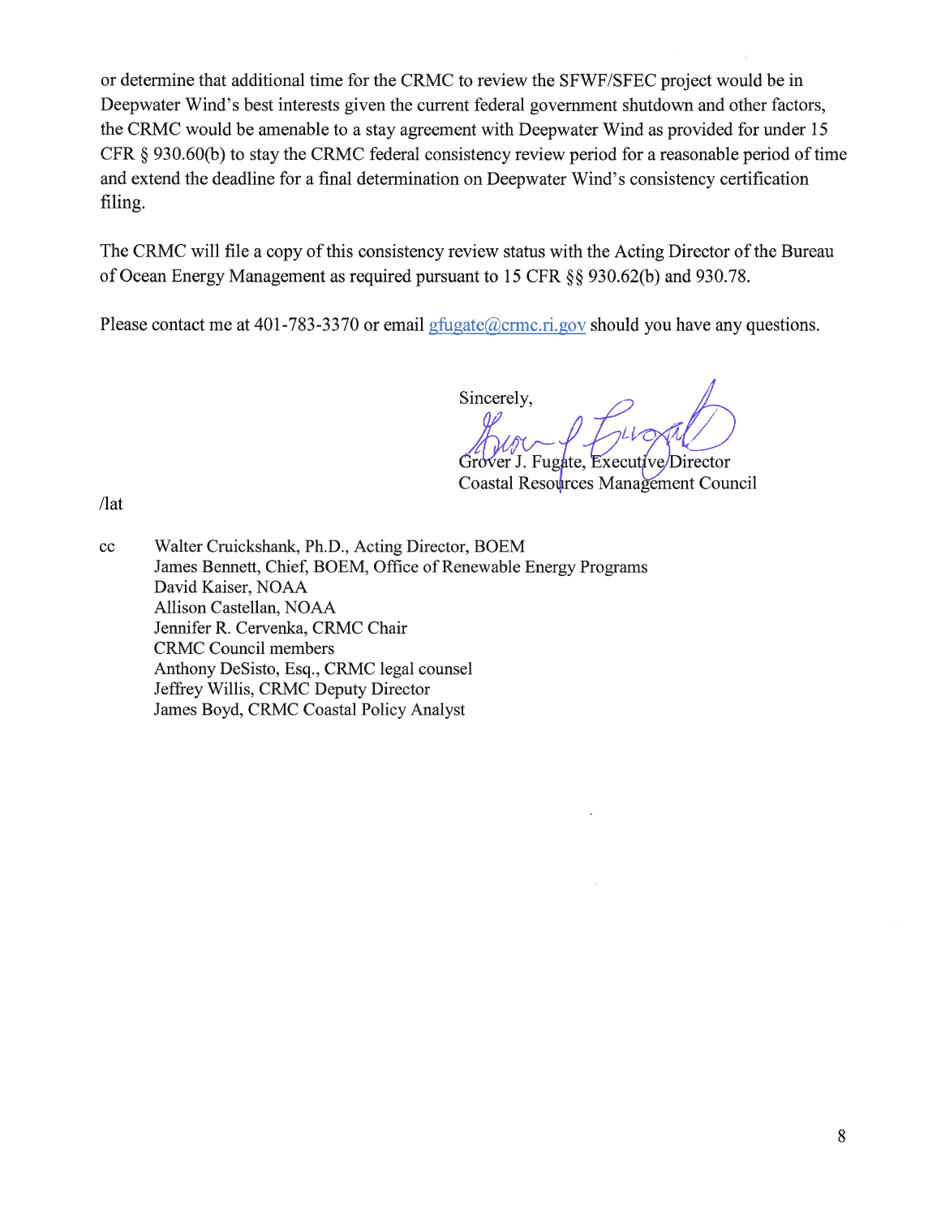or determine that additional time for the CRMC to review the SFWF/SFEC project would be in Deepwater Wind's best interests given the current federal government shutdown and other factors, the CRMC would be amenable to a stay agreement with Deepwater Wind as provided for under 15 CFR § 930.60(b) to stay the CRMC federal consistency review period for a reasonable period of time and extend the deadline for a final determination on Deepwater Wind's consistency certification filing.

The CRMC will file a copy of this consistency review status with the Acting Director of the Bureau of Ocean Energy Management as required pursuant to 15 CFR §§ 930.62(b) and 930.78.

Please contact me at 401-783-3370 or email gfugate@crmc.ri.gov should you have any questions.

Sincerely,

Grover J. Fugate, Executive Director
Coastal Resources Management Council

/lat

cc Walter Cruickshank, Ph.D., Acting Director, BOEM
James Bennett, Chief, BOEM, Office of Renewable Energy Programs
David Kaiser, NOAA
Allison Castellan, NOAA
Jennifer R. Cervenka, CRMC Chair
CRMC Council members
Anthony DeSisto, Esq., CRMC legal counsel
Jeffrey Willis, CRMC Deputy Director
James Boyd, CRMC Coastal Policy Analyst